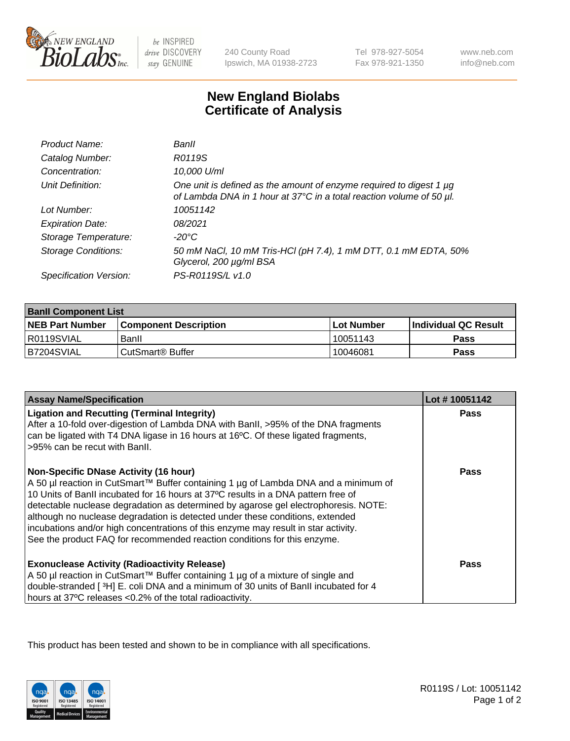# New England Biolabs Certificate of Analysis

| | |
|---|---|
| *Product Name:* | *BanII* |
| *Catalog Number:* | *R0119S* |
| *Concentration:* | *10,000 U/ml* |
| *Unit Definition:* | *One unit is defined as the amount of enzyme required to digest 1 µg of Lambda DNA in 1 hour at 37°C in a total reaction volume of 50 µl.* |
| *Lot Number:* | *10051142* |
| *Expiration Date:* | *08/2021* |
| *Storage Temperature:* | *-20°C* |
| *Storage Conditions:* | *50 mM NaCl, 10 mM Tris-HCl (pH 7.4), 1 mM DTT, 0.1 mM EDTA, 50% Glycerol, 200 µg/ml BSA* |
| *Specification Version:* | *PS-R0119S/L v1.0* |

| **BanII Component List** | | | |
|---|---|---|---|
| **NEB Part Number** | **Component Description** | **Lot Number** | **Individual QC Result** |
| R0119SVIAL | BanII | 10051143 | **Pass** |
| B7204SVIAL | CutSmart® Buffer | 10046081 | **Pass** |

| **Assay Name/Specification** | **Lot # 10051142** |
|---|---|
| **Ligation and Recutting (Terminal Integrity)** After a 10-fold over-digestion of Lambda DNA with BanII, >95% of the DNA fragments can be ligated with T4 DNA ligase in 16 hours at 16ºC. Of these ligated fragments, >95% can be recut with BanII. | **Pass** |
| **Non-Specific DNase Activity (16 hour)** A 50 µl reaction in CutSmart™ Buffer containing 1 µg of Lambda DNA and a minimum of 10 Units of BanII incubated for 16 hours at 37ºC results in a DNA pattern free of detectable nuclease degradation as determined by agarose gel electrophoresis. NOTE: although no nuclease degradation is detected under these conditions, extended incubations and/or high concentrations of this enzyme may result in star activity. See the product FAQ for recommended reaction conditions for this enzyme. | **Pass** |
| **Exonuclease Activity (Radioactivity Release)** A 50 µl reaction in CutSmart™ Buffer containing 1 µg of a mixture of single and double-stranded [ $^3$H] E. coli DNA and a minimum of 30 units of BanII incubated for 4 hours at 37ºC releases <0.2% of the total radioactivity. | **Pass** |

This product has been tested and shown to be in compliance with all specifications.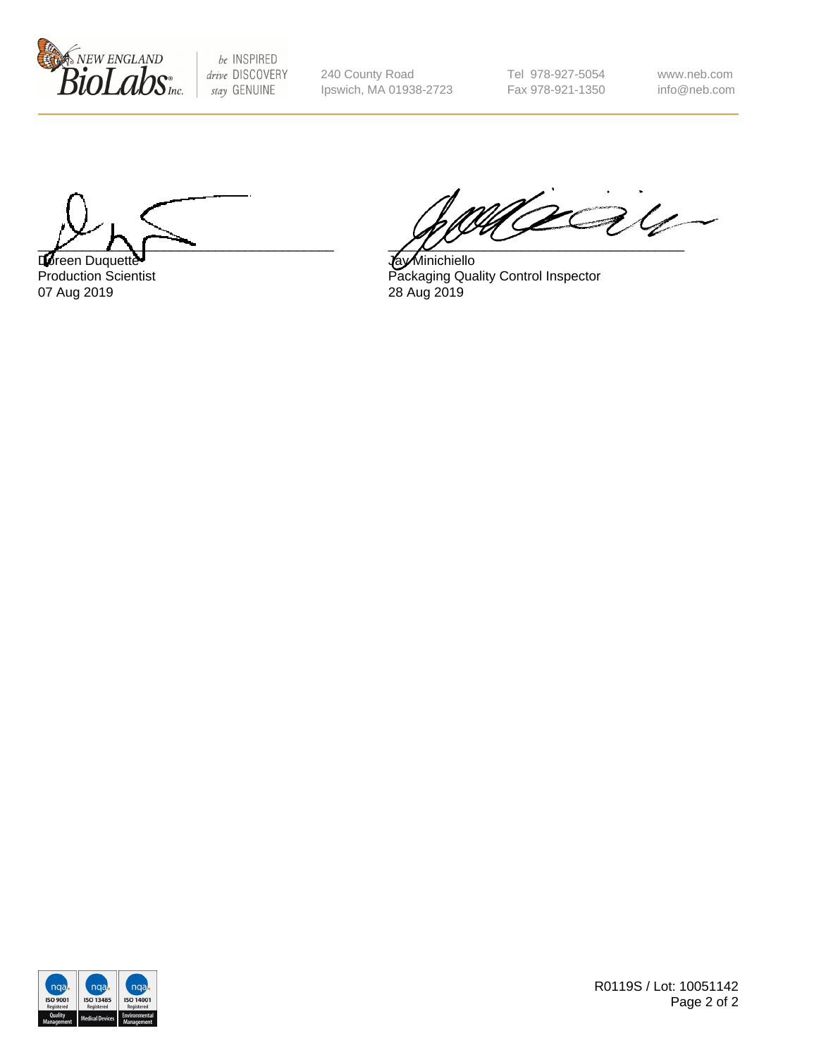Doreen Duquette
Production Scientist
07 Aug 2019

Jay Minichiello
Packaging Quality Control Inspector
28 Aug 2019

R0119S / Lot: 10051142